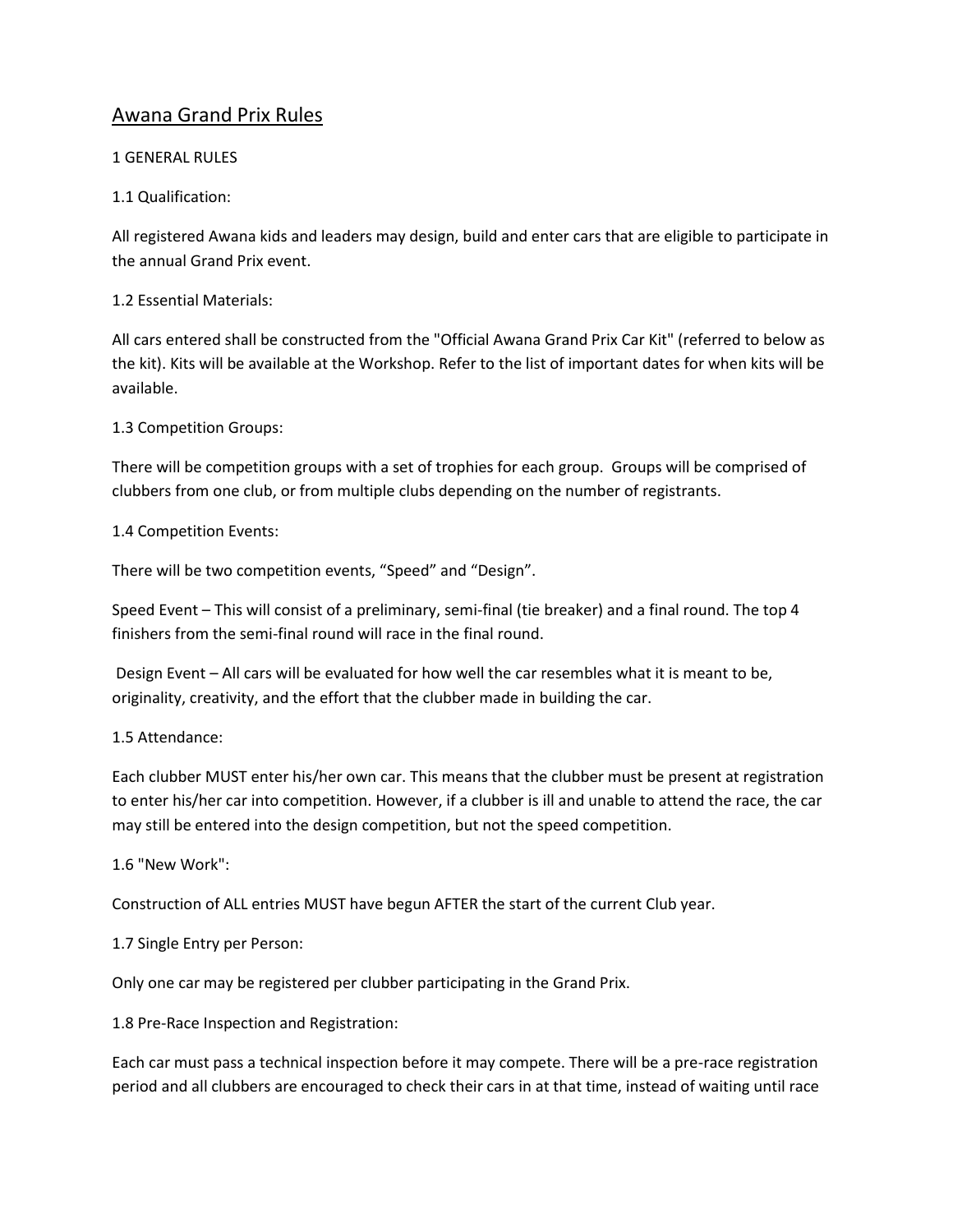# Awana Grand Prix Rules

## 1 GENERAL RULES

### 1.1 Qualification:

All registered Awana kids and leaders may design, build and enter cars that are eligible to participate in the annual Grand Prix event.

### 1.2 Essential Materials:

All cars entered shall be constructed from the "Official Awana Grand Prix Car Kit" (referred to below as the kit). Kits will be available at the Workshop. Refer to the list of important dates for when kits will be available.

### 1.3 Competition Groups:

There will be competition groups with a set of trophies for each group. Groups will be comprised of clubbers from one club, or from multiple clubs depending on the number of registrants.

### 1.4 Competition Events:

There will be two competition events, “Speed” and “Design”.

Speed Event – This will consist of a preliminary, semi-final (tie breaker) and a final round. The top 4 finishers from the semi-final round will race in the final round.

Design Event – All cars will be evaluated for how well the car resembles what it is meant to be, originality, creativity, and the effort that the clubber made in building the car.

### 1.5 Attendance:

Each clubber MUST enter his/her own car. This means that the clubber must be present at registration to enter his/her car into competition. However, if a clubber is ill and unable to attend the race, the car may still be entered into the design competition, but not the speed competition.

### 1.6 "New Work":

Construction of ALL entries MUST have begun AFTER the start of the current Club year.

### 1.7 Single Entry per Person:

Only one car may be registered per clubber participating in the Grand Prix.

### 1.8 Pre-Race Inspection and Registration:

Each car must pass a technical inspection before it may compete. There will be a pre-race registration period and all clubbers are encouraged to check their cars in at that time, instead of waiting until race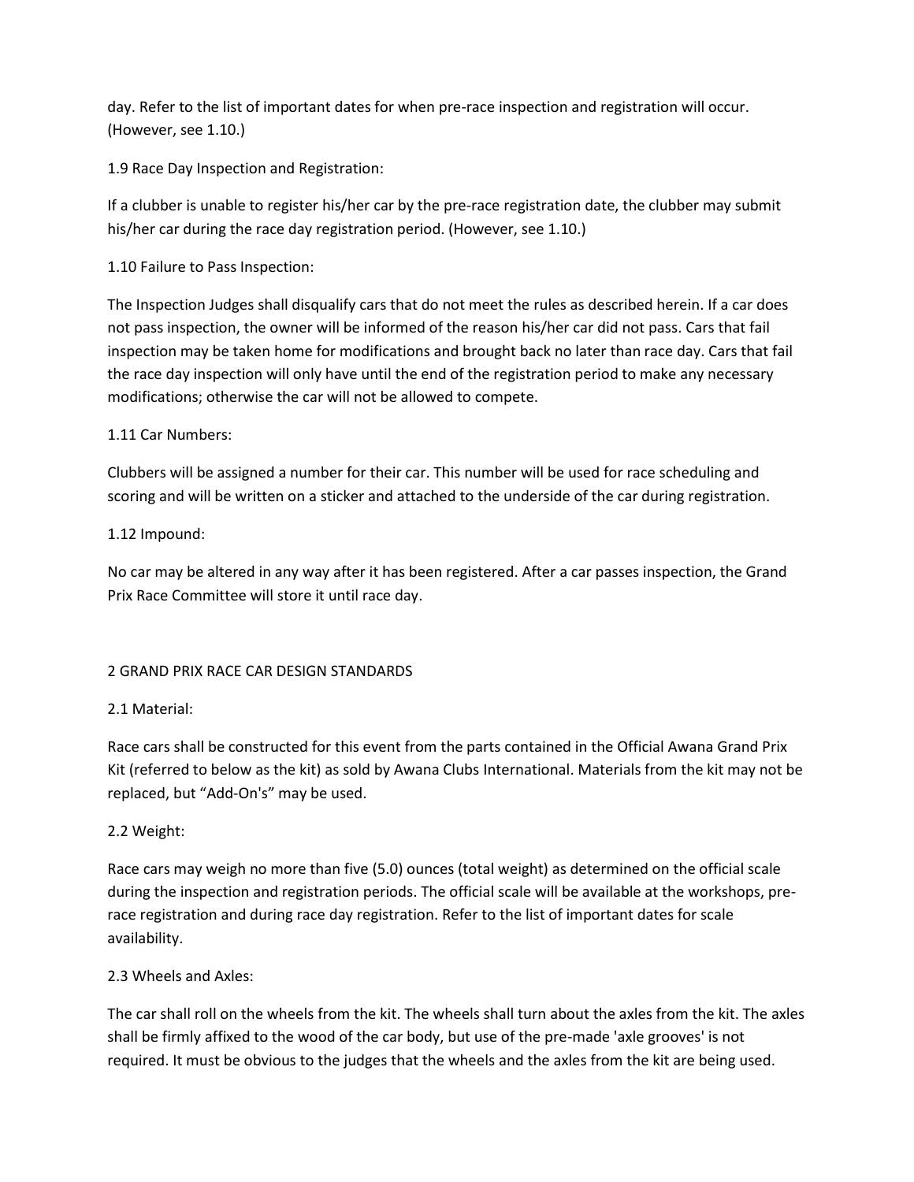day. Refer to the list of important dates for when pre-race inspection and registration will occur. (However, see 1.10.)

1.9 Race Day Inspection and Registration:

If a clubber is unable to register his/her car by the pre-race registration date, the clubber may submit his/her car during the race day registration period. (However, see 1.10.)

1.10 Failure to Pass Inspection:

The Inspection Judges shall disqualify cars that do not meet the rules as described herein. If a car does not pass inspection, the owner will be informed of the reason his/her car did not pass. Cars that fail inspection may be taken home for modifications and brought back no later than race day. Cars that fail the race day inspection will only have until the end of the registration period to make any necessary modifications; otherwise the car will not be allowed to compete.

1.11 Car Numbers:

Clubbers will be assigned a number for their car. This number will be used for race scheduling and scoring and will be written on a sticker and attached to the underside of the car during registration.

1.12 Impound:

No car may be altered in any way after it has been registered. After a car passes inspection, the Grand Prix Race Committee will store it until race day.

## 2 GRAND PRIX RACE CAR DESIGN STANDARDS

2.1 Material:

Race cars shall be constructed for this event from the parts contained in the Official Awana Grand Prix Kit (referred to below as the kit) as sold by Awana Clubs International. Materials from the kit may not be replaced, but "Add-On's" may be used.

2.2 Weight:

Race cars may weigh no more than five (5.0) ounces (total weight) as determined on the official scale during the inspection and registration periods. The official scale will be available at the workshops, pre-race registration and during race day registration. Refer to the list of important dates for scale availability.

2.3 Wheels and Axles:

The car shall roll on the wheels from the kit. The wheels shall turn about the axles from the kit. The axles shall be firmly affixed to the wood of the car body, but use of the pre-made 'axle grooves' is not required. It must be obvious to the judges that the wheels and the axles from the kit are being used.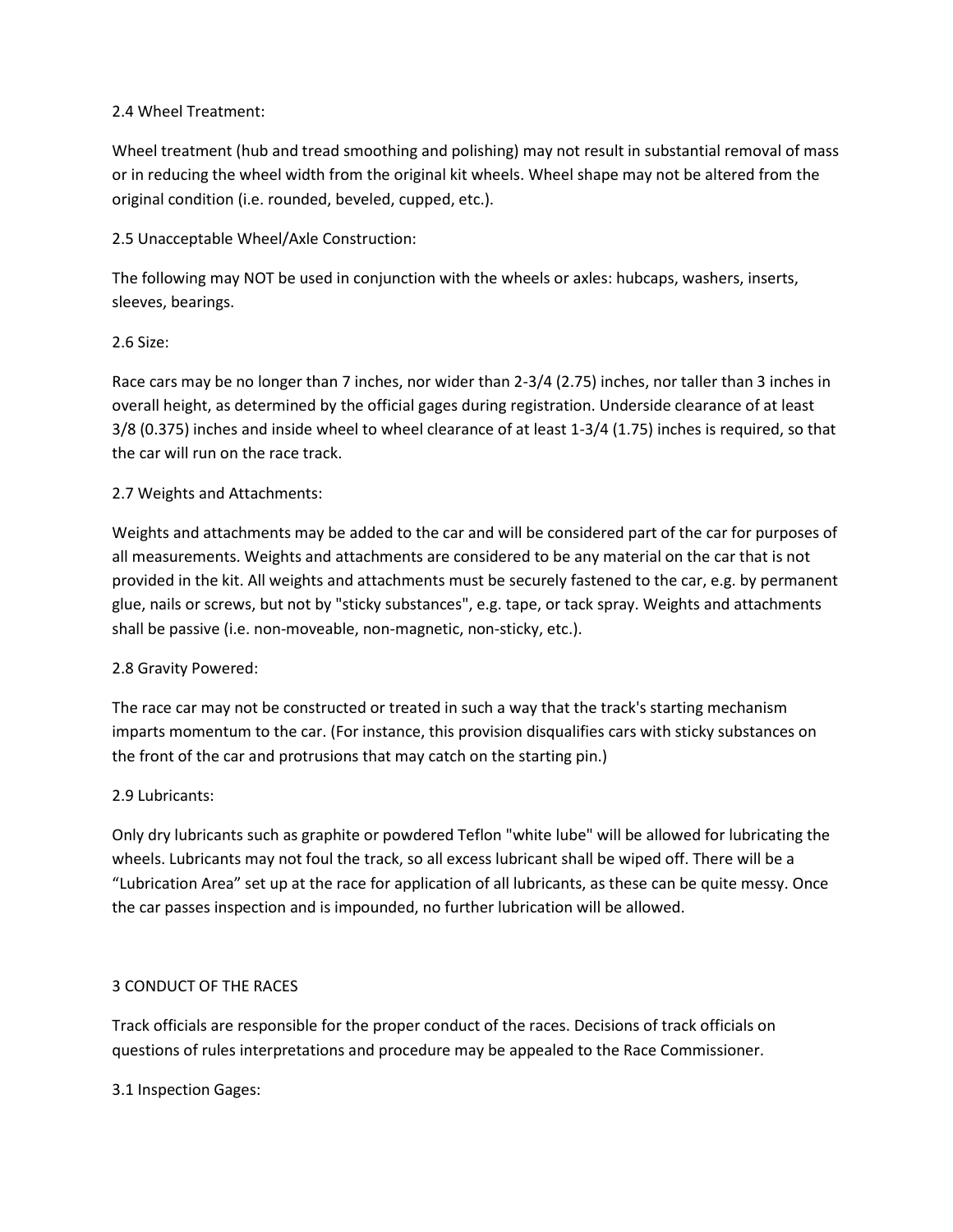2.4 Wheel Treatment:

Wheel treatment (hub and tread smoothing and polishing) may not result in substantial removal of mass or in reducing the wheel width from the original kit wheels. Wheel shape may not be altered from the original condition (i.e. rounded, beveled, cupped, etc.).

2.5 Unacceptable Wheel/Axle Construction:

The following may NOT be used in conjunction with the wheels or axles: hubcaps, washers, inserts, sleeves, bearings.

2.6 Size:

Race cars may be no longer than 7 inches, nor wider than 2-3/4 (2.75) inches, nor taller than 3 inches in overall height, as determined by the official gages during registration. Underside clearance of at least 3/8 (0.375) inches and inside wheel to wheel clearance of at least 1-3/4 (1.75) inches is required, so that the car will run on the race track.

2.7 Weights and Attachments:

Weights and attachments may be added to the car and will be considered part of the car for purposes of all measurements. Weights and attachments are considered to be any material on the car that is not provided in the kit. All weights and attachments must be securely fastened to the car, e.g. by permanent glue, nails or screws, but not by "sticky substances", e.g. tape, or tack spray. Weights and attachments shall be passive (i.e. non-moveable, non-magnetic, non-sticky, etc.).

2.8 Gravity Powered:

The race car may not be constructed or treated in such a way that the track's starting mechanism imparts momentum to the car. (For instance, this provision disqualifies cars with sticky substances on the front of the car and protrusions that may catch on the starting pin.)

2.9 Lubricants:

Only dry lubricants such as graphite or powdered Teflon "white lube" will be allowed for lubricating the wheels. Lubricants may not foul the track, so all excess lubricant shall be wiped off. There will be a "Lubrication Area" set up at the race for application of all lubricants, as these can be quite messy. Once the car passes inspection and is impounded, no further lubrication will be allowed.

## 3 CONDUCT OF THE RACES

Track officials are responsible for the proper conduct of the races. Decisions of track officials on questions of rules interpretations and procedure may be appealed to the Race Commissioner.

3.1 Inspection Gages: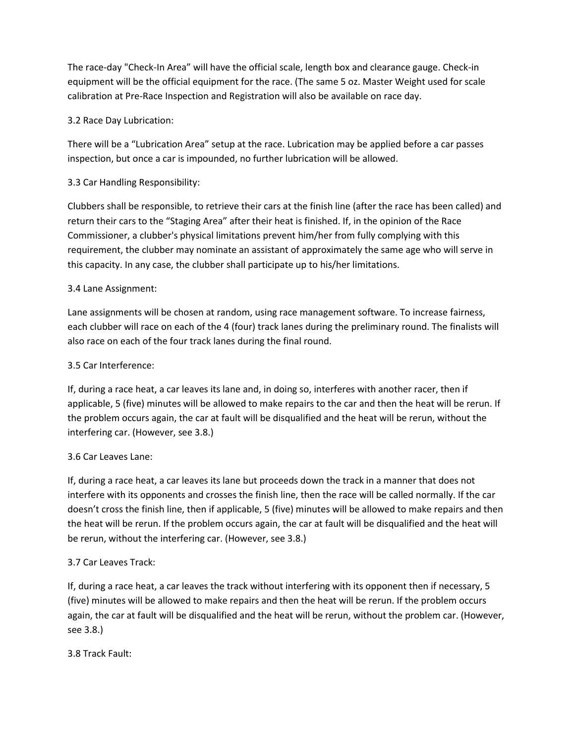The race-day "Check-In Area" will have the official scale, length box and clearance gauge. Check-in equipment will be the official equipment for the race. (The same 5 oz. Master Weight used for scale calibration at Pre-Race Inspection and Registration will also be available on race day.

3.2 Race Day Lubrication:

There will be a "Lubrication Area" setup at the race. Lubrication may be applied before a car passes inspection, but once a car is impounded, no further lubrication will be allowed.

3.3 Car Handling Responsibility:

Clubbers shall be responsible, to retrieve their cars at the finish line (after the race has been called) and return their cars to the "Staging Area" after their heat is finished. If, in the opinion of the Race Commissioner, a clubber's physical limitations prevent him/her from fully complying with this requirement, the clubber may nominate an assistant of approximately the same age who will serve in this capacity. In any case, the clubber shall participate up to his/her limitations.

3.4 Lane Assignment:

Lane assignments will be chosen at random, using race management software. To increase fairness, each clubber will race on each of the 4 (four) track lanes during the preliminary round. The finalists will also race on each of the four track lanes during the final round.

3.5 Car Interference:

If, during a race heat, a car leaves its lane and, in doing so, interferes with another racer, then if applicable, 5 (five) minutes will be allowed to make repairs to the car and then the heat will be rerun. If the problem occurs again, the car at fault will be disqualified and the heat will be rerun, without the interfering car. (However, see 3.8.)

3.6 Car Leaves Lane:

If, during a race heat, a car leaves its lane but proceeds down the track in a manner that does not interfere with its opponents and crosses the finish line, then the race will be called normally. If the car doesn't cross the finish line, then if applicable, 5 (five) minutes will be allowed to make repairs and then the heat will be rerun. If the problem occurs again, the car at fault will be disqualified and the heat will be rerun, without the interfering car. (However, see 3.8.)

3.7 Car Leaves Track:

If, during a race heat, a car leaves the track without interfering with its opponent then if necessary, 5 (five) minutes will be allowed to make repairs and then the heat will be rerun. If the problem occurs again, the car at fault will be disqualified and the heat will be rerun, without the problem car. (However, see 3.8.)

3.8 Track Fault: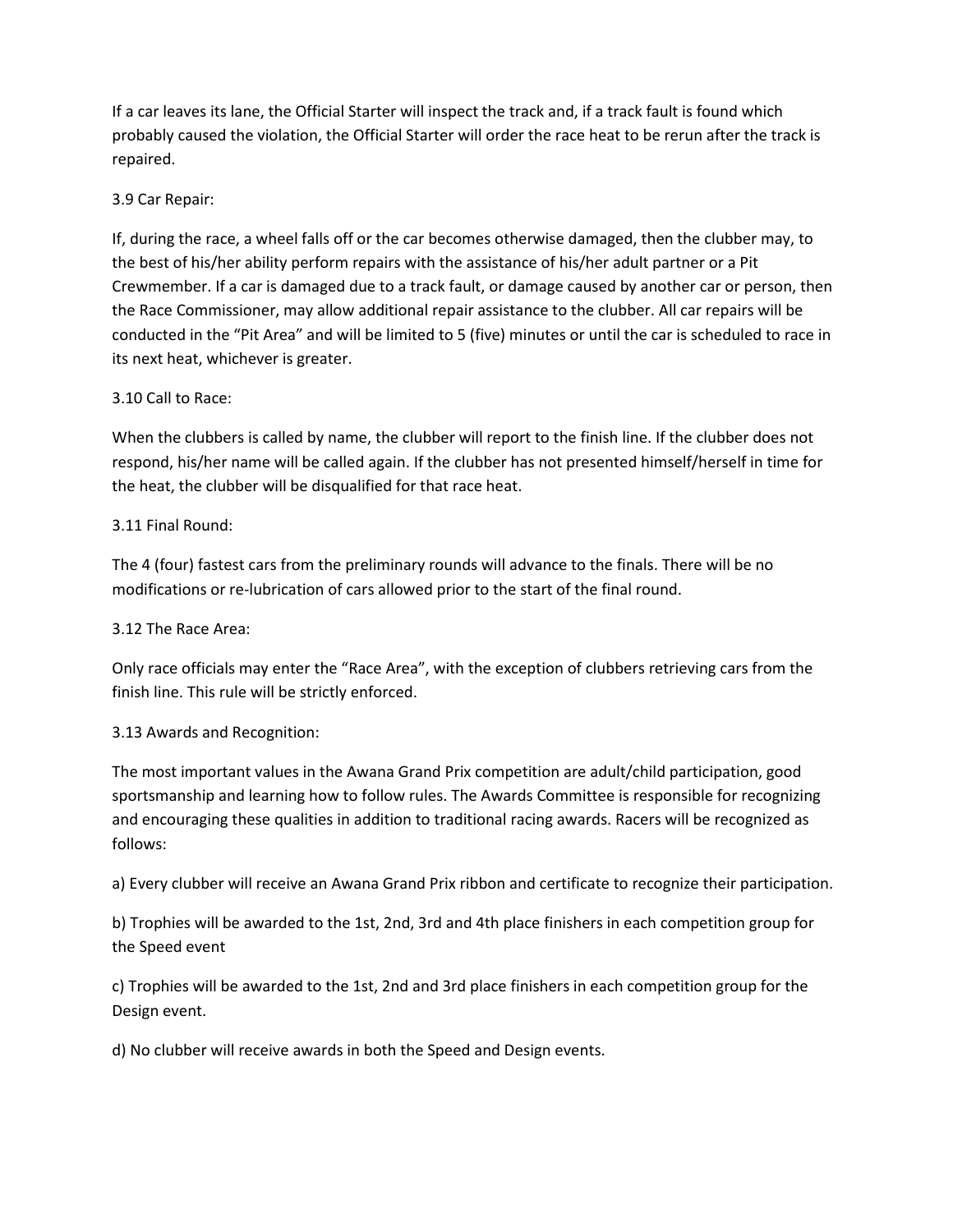If a car leaves its lane, the Official Starter will inspect the track and, if a track fault is found which probably caused the violation, the Official Starter will order the race heat to be rerun after the track is repaired.

3.9 Car Repair:

If, during the race, a wheel falls off or the car becomes otherwise damaged, then the clubber may, to the best of his/her ability perform repairs with the assistance of his/her adult partner or a Pit Crewmember. If a car is damaged due to a track fault, or damage caused by another car or person, then the Race Commissioner, may allow additional repair assistance to the clubber. All car repairs will be conducted in the "Pit Area" and will be limited to 5 (five) minutes or until the car is scheduled to race in its next heat, whichever is greater.

3.10 Call to Race:

When the clubbers is called by name, the clubber will report to the finish line. If the clubber does not respond, his/her name will be called again. If the clubber has not presented himself/herself in time for the heat, the clubber will be disqualified for that race heat.

3.11 Final Round:

The 4 (four) fastest cars from the preliminary rounds will advance to the finals. There will be no modifications or re-lubrication of cars allowed prior to the start of the final round.

3.12 The Race Area:

Only race officials may enter the "Race Area", with the exception of clubbers retrieving cars from the finish line. This rule will be strictly enforced.

3.13 Awards and Recognition:

The most important values in the Awana Grand Prix competition are adult/child participation, good sportsmanship and learning how to follow rules. The Awards Committee is responsible for recognizing and encouraging these qualities in addition to traditional racing awards. Racers will be recognized as follows:

a) Every clubber will receive an Awana Grand Prix ribbon and certificate to recognize their participation.

b) Trophies will be awarded to the 1st, 2nd, 3rd and 4th place finishers in each competition group for the Speed event

c) Trophies will be awarded to the 1st, 2nd and 3rd place finishers in each competition group for the Design event.

d) No clubber will receive awards in both the Speed and Design events.